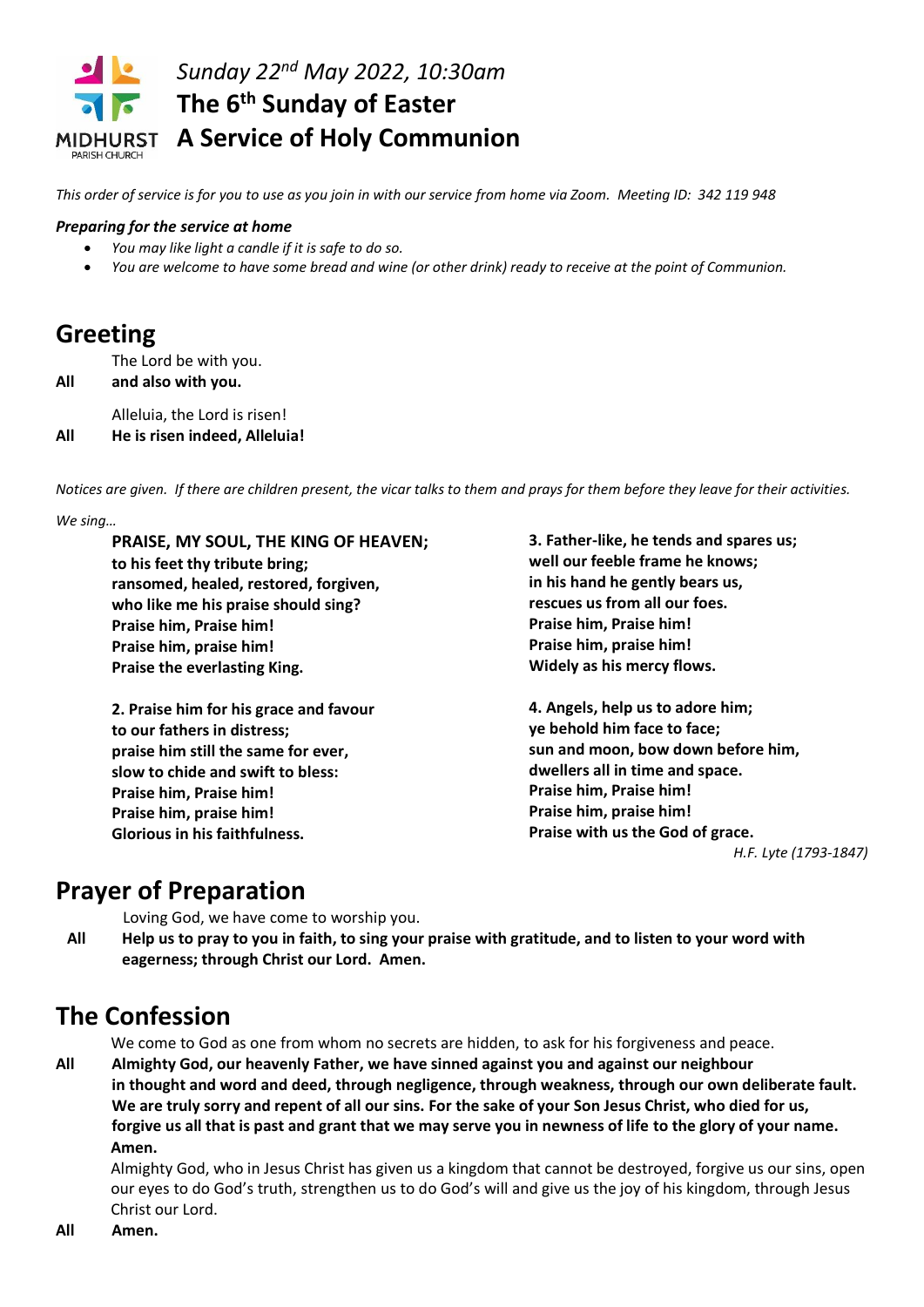MIDHURST
PARISH CHURCH

*Sunday 22nd May 2022, 10:30am*

# The 6th Sunday of Easter
# A Service of Holy Communion

*This order of service is for you to use as you join in with our service from home via Zoom. Meeting ID: 342 119 948*

***Preparing for the service at home***

- *You may like light a candle if it is safe to do so.*
- *You are welcome to have some bread and wine (or other drink) ready to receive at the point of Communion.*

## Greeting

The Lord be with you.
**All and also with you.**

Alleluia, the Lord is risen!
**All He is risen indeed, Alleluia!**

*Notices are given. If there are children present, the vicar talks to them and prays for them before they leave for their activities.*

*We sing…*

**PRAISE, MY SOUL, THE KING OF HEAVEN;**
**to his feet thy tribute bring;**
**ransomed, healed, restored, forgiven,**
**who like me his praise should sing?**
**Praise him, Praise him!**
**Praise him, praise him!**
**Praise the everlasting King.**

**2. Praise him for his grace and favour**
**to our fathers in distress;**
**praise him still the same for ever,**
**slow to chide and swift to bless:**
**Praise him, Praise him!**
**Praise him, praise him!**
**Glorious in his faithfulness.**

**3. Father-like, he tends and spares us;**
**well our feeble frame he knows;**
**in his hand he gently bears us,**
**rescues us from all our foes.**
**Praise him, Praise him!**
**Praise him, praise him!**
**Widely as his mercy flows.**

**4. Angels, help us to adore him;**
**ye behold him face to face;**
**sun and moon, bow down before him,**
**dwellers all in time and space.**
**Praise him, Praise him!**
**Praise him, praise him!**
**Praise with us the God of grace.**

*H.F. Lyte (1793-1847)*

## Prayer of Preparation

Loving God, we have come to worship you.
**All Help us to pray to you in faith, to sing your praise with gratitude, and to listen to your word with eagerness; through Christ our Lord. Amen.**

## The Confession

We come to God as one from whom no secrets are hidden, to ask for his forgiveness and peace.
**All Almighty God, our heavenly Father, we have sinned against you and against our neighbour in thought and word and deed, through negligence, through weakness, through our own deliberate fault. We are truly sorry and repent of all our sins. For the sake of your Son Jesus Christ, who died for us, forgive us all that is past and grant that we may serve you in newness of life to the glory of your name. Amen.**

Almighty God, who in Jesus Christ has given us a kingdom that cannot be destroyed, forgive us our sins, open our eyes to do God's truth, strengthen us to do God's will and give us the joy of his kingdom, through Jesus Christ our Lord.
**All Amen.**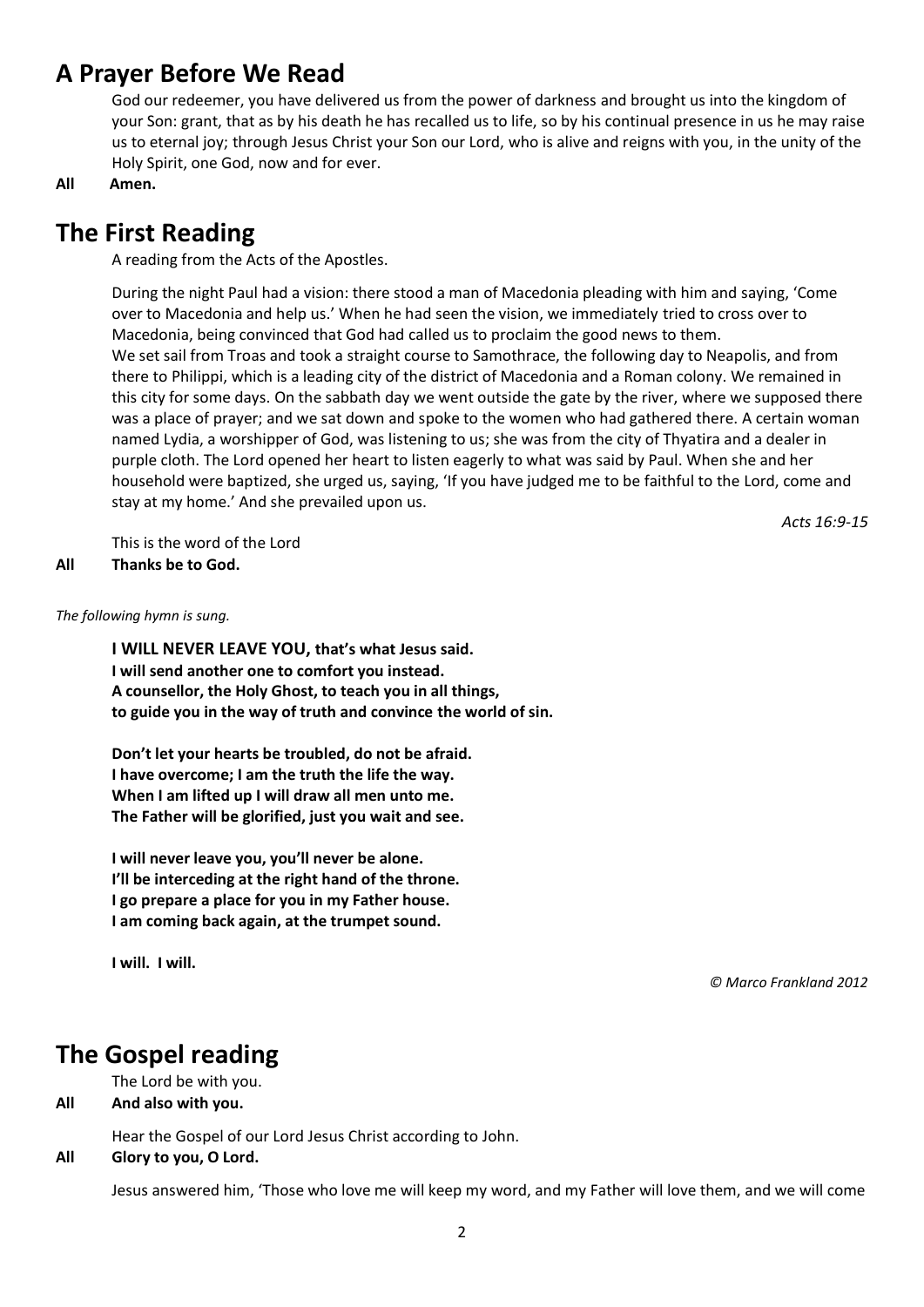## A Prayer Before We Read

God our redeemer, you have delivered us from the power of darkness and brought us into the kingdom of your Son: grant, that as by his death he has recalled us to life, so by his continual presence in us he may raise us to eternal joy; through Jesus Christ your Son our Lord, who is alive and reigns with you, in the unity of the Holy Spirit, one God, now and for ever.

**All Amen.**

## The First Reading

A reading from the Acts of the Apostles.

During the night Paul had a vision: there stood a man of Macedonia pleading with him and saying, 'Come over to Macedonia and help us.' When he had seen the vision, we immediately tried to cross over to Macedonia, being convinced that God had called us to proclaim the good news to them.
We set sail from Troas and took a straight course to Samothrace, the following day to Neapolis, and from there to Philippi, which is a leading city of the district of Macedonia and a Roman colony. We remained in this city for some days. On the sabbath day we went outside the gate by the river, where we supposed there was a place of prayer; and we sat down and spoke to the women who had gathered there. A certain woman named Lydia, a worshipper of God, was listening to us; she was from the city of Thyatira and a dealer in purple cloth. The Lord opened her heart to listen eagerly to what was said by Paul. When she and her household were baptized, she urged us, saying, 'If you have judged me to be faithful to the Lord, come and stay at my home.' And she prevailed upon us.

*Acts 16:9-15*

This is the word of the Lord

**All Thanks be to God.**

*The following hymn is sung.*

**I WILL NEVER LEAVE YOU, that's what Jesus said.**
**I will send another one to comfort you instead.**
**A counsellor, the Holy Ghost, to teach you in all things,**
**to guide you in the way of truth and convince the world of sin.**

**Don't let your hearts be troubled, do not be afraid.**
**I have overcome; I am the truth the life the way.**
**When I am lifted up I will draw all men unto me.**
**The Father will be glorified, just you wait and see.**

**I will never leave you, you'll never be alone.**
**I'll be interceding at the right hand of the throne.**
**I go prepare a place for you in my Father house.**
**I am coming back again, at the trumpet sound.**

**I will. I will.**

*© Marco Frankland 2012*

## The Gospel reading

The Lord be with you.

**All And also with you.**

Hear the Gospel of our Lord Jesus Christ according to John.

**All Glory to you, O Lord.**

Jesus answered him, 'Those who love me will keep my word, and my Father will love them, and we will come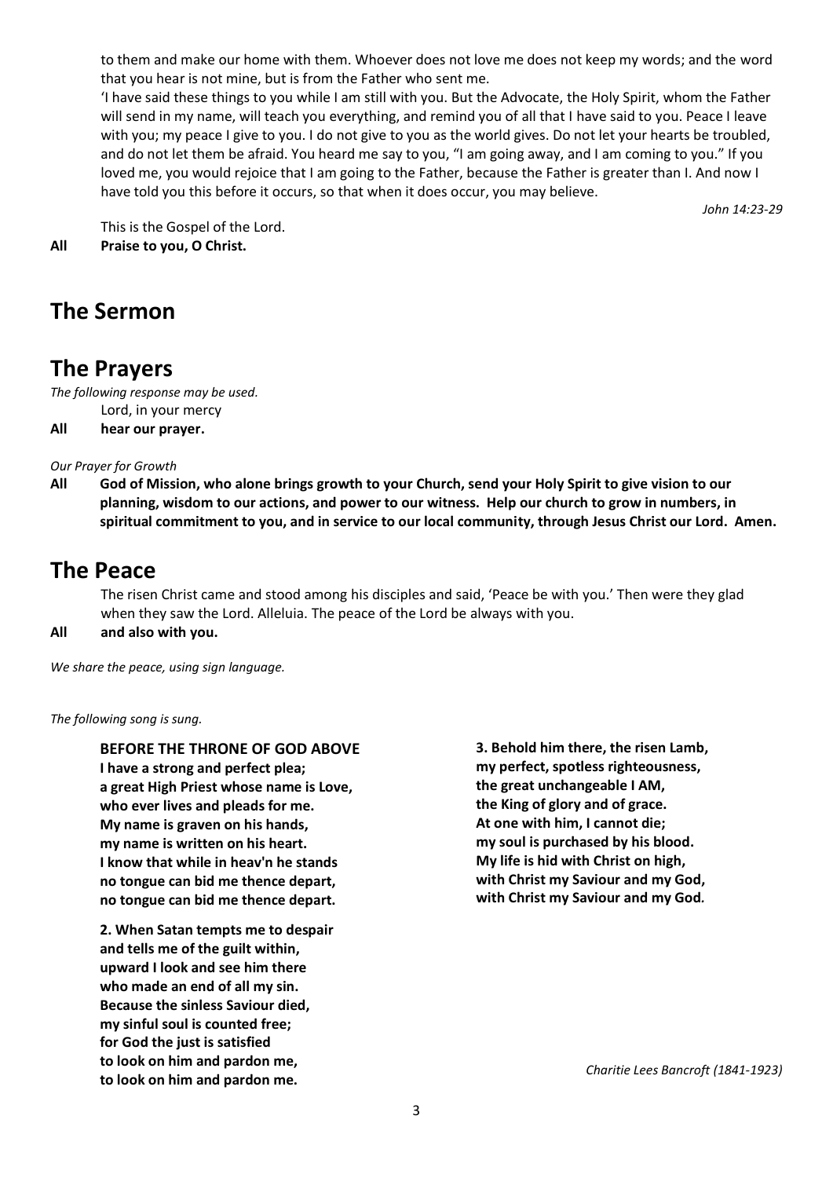to them and make our home with them. Whoever does not love me does not keep my words; and the word that you hear is not mine, but is from the Father who sent me.

'I have said these things to you while I am still with you. But the Advocate, the Holy Spirit, whom the Father will send in my name, will teach you everything, and remind you of all that I have said to you. Peace I leave with you; my peace I give to you. I do not give to you as the world gives. Do not let your hearts be troubled, and do not let them be afraid. You heard me say to you, "I am going away, and I am coming to you." If you loved me, you would rejoice that I am going to the Father, because the Father is greater than I. And now I have told you this before it occurs, so that when it does occur, you may believe.

*John 14:23-29*

This is the Gospel of the Lord.

**All Praise to you, O Christ.**

## The Sermon

## The Prayers

*The following response may be used.*

Lord, in your mercy

**All hear our prayer.**

*Our Prayer for Growth*

**All God of Mission, who alone brings growth to your Church, send your Holy Spirit to give vision to our planning, wisdom to our actions, and power to our witness. Help our church to grow in numbers, in spiritual commitment to you, and in service to our local community, through Jesus Christ our Lord. Amen.**

## The Peace

The risen Christ came and stood among his disciples and said, 'Peace be with you.' Then were they glad when they saw the Lord. Alleluia. The peace of the Lord be always with you.

**All and also with you.**

*We share the peace, using sign language.*

*The following song is sung.*

**BEFORE THE THRONE OF GOD ABOVE**
**I have a strong and perfect plea;**
**a great High Priest whose name is Love,**
**who ever lives and pleads for me.**
**My name is graven on his hands,**
**my name is written on his heart.**
**I know that while in heav'n he stands**
**no tongue can bid me thence depart,**
**no tongue can bid me thence depart.**

**2. When Satan tempts me to despair**
**and tells me of the guilt within,**
**upward I look and see him there**
**who made an end of all my sin.**
**Because the sinless Saviour died,**
**my sinful soul is counted free;**
**for God the just is satisfied**
**to look on him and pardon me,**
**to look on him and pardon me.**

**3. Behold him there, the risen Lamb,**
**my perfect, spotless righteousness,**
**the great unchangeable I AM,**
**the King of glory and of grace.**
**At one with him, I cannot die;**
**my soul is purchased by his blood.**
**My life is hid with Christ on high,**
**with Christ my Saviour and my God,**
**with Christ my Saviour and my God.**

*Charitie Lees Bancroft (1841-1923)*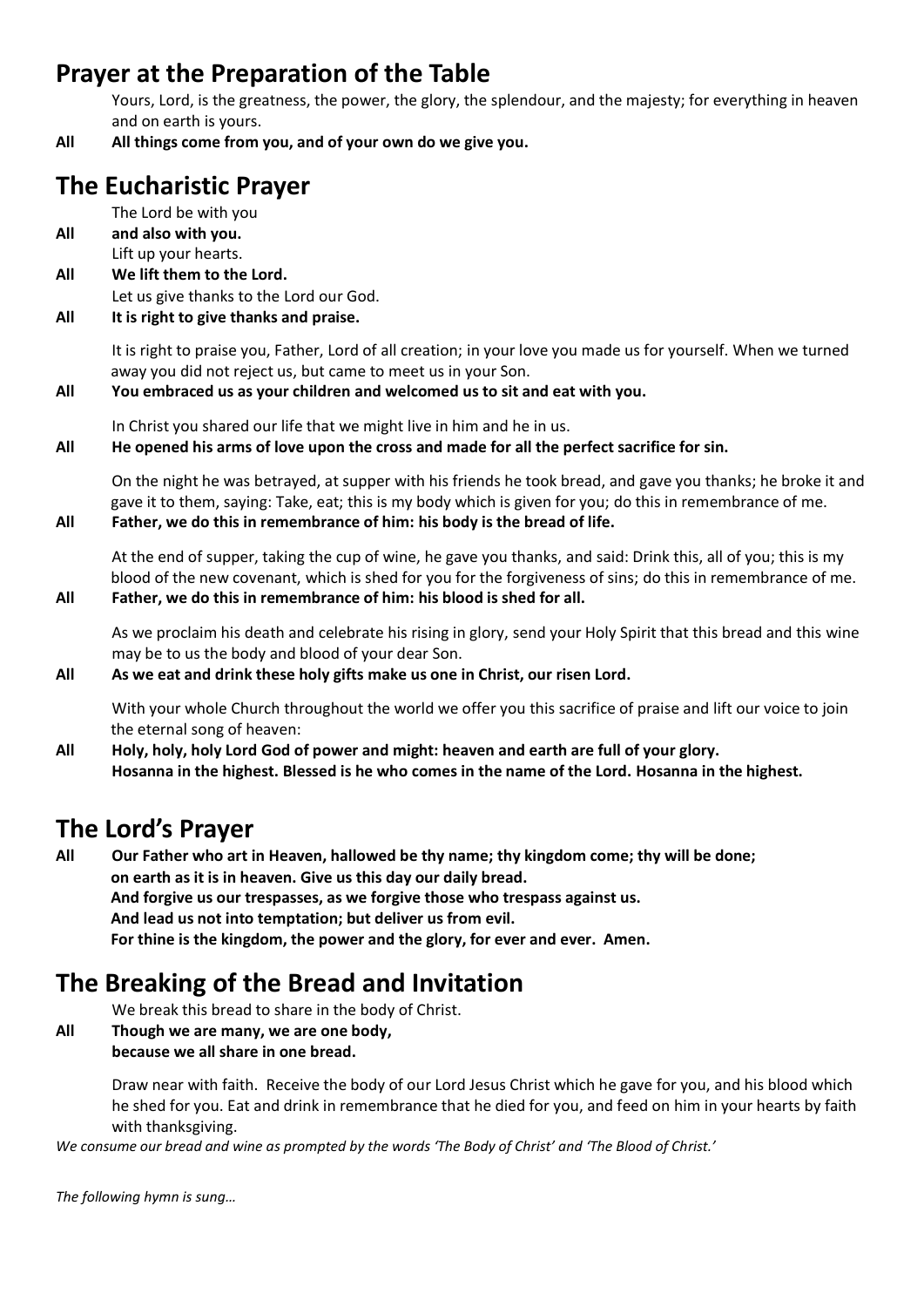## Prayer at the Preparation of the Table

Yours, Lord, is the greatness, the power, the glory, the splendour, and the majesty; for everything in heaven and on earth is yours.

**All All things come from you, and of your own do we give you.**

## The Eucharistic Prayer

The Lord be with you

**All and also with you.**

Lift up your hearts.

**All We lift them to the Lord.**

Let us give thanks to the Lord our God.

**All It is right to give thanks and praise.**

It is right to praise you, Father, Lord of all creation; in your love you made us for yourself. When we turned away you did not reject us, but came to meet us in your Son.

**All You embraced us as your children and welcomed us to sit and eat with you.**

In Christ you shared our life that we might live in him and he in us.

**All He opened his arms of love upon the cross and made for all the perfect sacrifice for sin.**

On the night he was betrayed, at supper with his friends he took bread, and gave you thanks; he broke it and gave it to them, saying: Take, eat; this is my body which is given for you; do this in remembrance of me.

**All Father, we do this in remembrance of him: his body is the bread of life.**

At the end of supper, taking the cup of wine, he gave you thanks, and said: Drink this, all of you; this is my blood of the new covenant, which is shed for you for the forgiveness of sins; do this in remembrance of me.

**All Father, we do this in remembrance of him: his blood is shed for all.**

As we proclaim his death and celebrate his rising in glory, send your Holy Spirit that this bread and this wine may be to us the body and blood of your dear Son.

**All As we eat and drink these holy gifts make us one in Christ, our risen Lord.**

With your whole Church throughout the world we offer you this sacrifice of praise and lift our voice to join the eternal song of heaven:

**All Holy, holy, holy Lord God of power and might: heaven and earth are full of your glory.**
**Hosanna in the highest. Blessed is he who comes in the name of the Lord. Hosanna in the highest.**

## The Lord's Prayer

**All Our Father who art in Heaven, hallowed be thy name; thy kingdom come; thy will be done;**
**on earth as it is in heaven. Give us this day our daily bread.**
**And forgive us our trespasses, as we forgive those who trespass against us.**
**And lead us not into temptation; but deliver us from evil.**
**For thine is the kingdom, the power and the glory, for ever and ever. Amen.**

## The Breaking of the Bread and Invitation

We break this bread to share in the body of Christ.

**All Though we are many, we are one body,**
**because we all share in one bread.**

Draw near with faith. Receive the body of our Lord Jesus Christ which he gave for you, and his blood which he shed for you. Eat and drink in remembrance that he died for you, and feed on him in your hearts by faith with thanksgiving.

*We consume our bread and wine as prompted by the words 'The Body of Christ' and 'The Blood of Christ.'*

*The following hymn is sung…*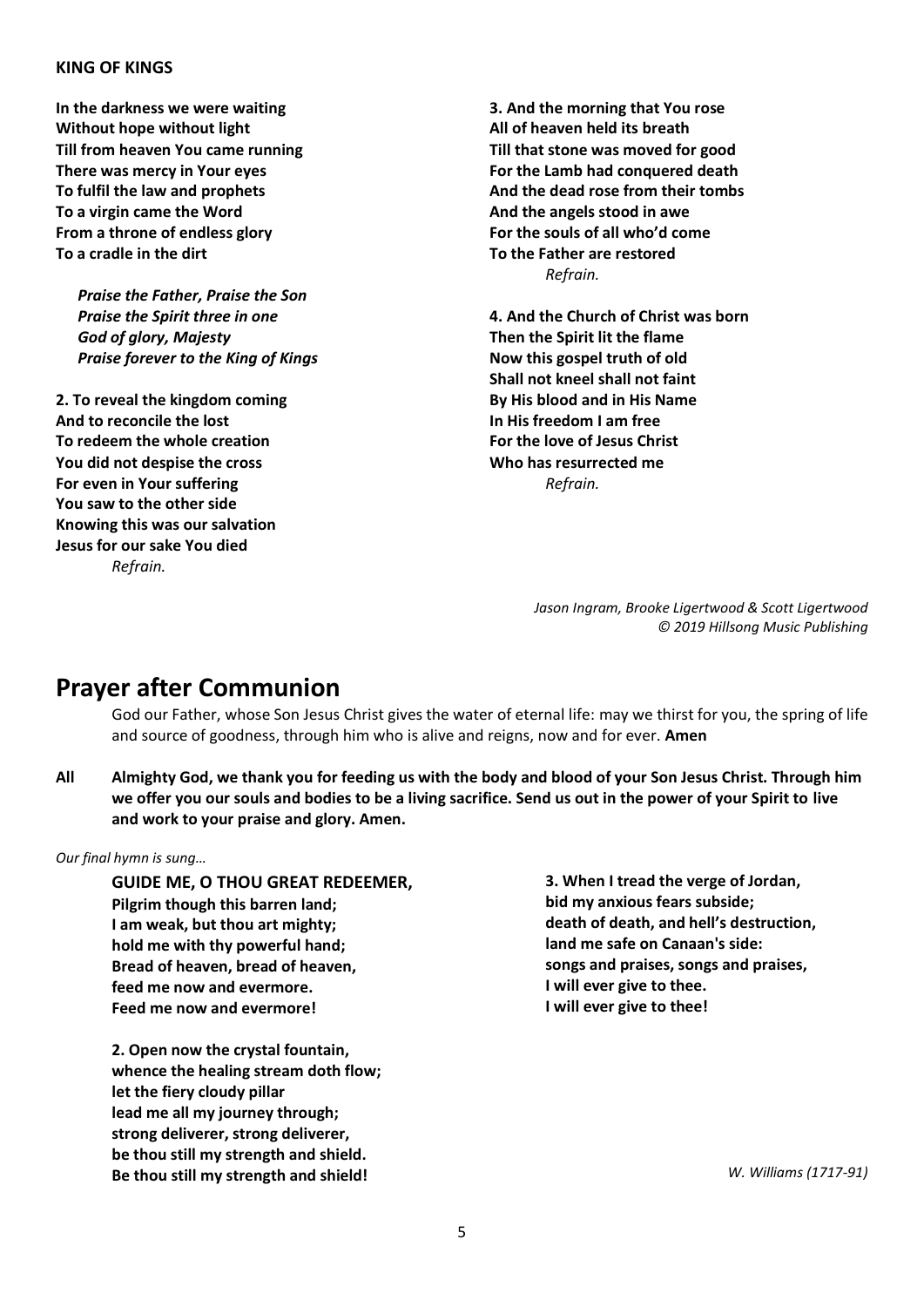**KING OF KINGS**

**In the darkness we were waiting**
**Without hope without light**
**Till from heaven You came running**
**There was mercy in Your eyes**
**To fulfil the law and prophets**
**To a virgin came the Word**
**From a throne of endless glory**
**To a cradle in the dirt**

***Praise the Father, Praise the Son***
***Praise the Spirit three in one***
***God of glory, Majesty***
***Praise forever to the King of Kings***

**2. To reveal the kingdom coming**
**And to reconcile the lost**
**To redeem the whole creation**
**You did not despise the cross**
**For even in Your suffering**
**You saw to the other side**
**Knowing this was our salvation**
**Jesus for our sake You died**
*Refrain.*

**3. And the morning that You rose**
**All of heaven held its breath**
**Till that stone was moved for good**
**For the Lamb had conquered death**
**And the dead rose from their tombs**
**And the angels stood in awe**
**For the souls of all who'd come**
**To the Father are restored**
*Refrain.*

**4. And the Church of Christ was born**
**Then the Spirit lit the flame**
**Now this gospel truth of old**
**Shall not kneel shall not faint**
**By His blood and in His Name**
**In His freedom I am free**
**For the love of Jesus Christ**
**Who has resurrected me**
*Refrain.*

*Jason Ingram, Brooke Ligertwood & Scott Ligertwood*
*© 2019 Hillsong Music Publishing*

# Prayer after Communion

God our Father, whose Son Jesus Christ gives the water of eternal life: may we thirst for you, the spring of life and source of goodness, through him who is alive and reigns, now and for ever. **Amen**

**All Almighty God, we thank you for feeding us with the body and blood of your Son Jesus Christ. Through him we offer you our souls and bodies to be a living sacrifice. Send us out in the power of your Spirit to live and work to your praise and glory. Amen.**

*Our final hymn is sung…*

**GUIDE ME, O THOU GREAT REDEEMER,**
**Pilgrim though this barren land;**
**I am weak, but thou art mighty;**
**hold me with thy powerful hand;**
**Bread of heaven, bread of heaven,**
**feed me now and evermore.**
**Feed me now and evermore!**

**2. Open now the crystal fountain,**
**whence the healing stream doth flow;**
**let the fiery cloudy pillar**
**lead me all my journey through;**
**strong deliverer, strong deliverer,**
**be thou still my strength and shield.**
**Be thou still my strength and shield!**

**3. When I tread the verge of Jordan,**
**bid my anxious fears subside;**
**death of death, and hell's destruction,**
**land me safe on Canaan's side:**
**songs and praises, songs and praises,**
**I will ever give to thee.**
**I will ever give to thee!**

*W. Williams (1717-91)*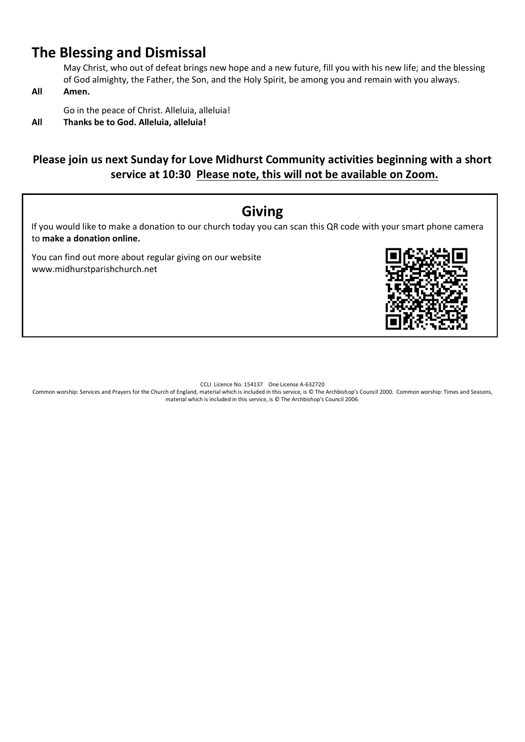## The Blessing and Dismissal

May Christ, who out of defeat brings new hope and a new future, fill you with his new life; and the blessing of God almighty, the Father, the Son, and the Holy Spirit, be among you and remain with you always.

**All Amen.**

Go in the peace of Christ. Alleluia, alleluia!

**All Thanks be to God. Alleluia, alleluia!**

**Please join us next Sunday for Love Midhurst Community activities beginning with a short service at 10:30 Please note, this will not be available on Zoom.**

## Giving

If you would like to make a donation to our church today you can scan this QR code with your smart phone camera to **make a donation online.**

You can find out more about regular giving on our website www.midhurstparishchurch.net

CCLI Licence No. 154137 One License A-632720

Common worship: Services and Prayers for the Church of England, material which is included in this service, is © The Archbishop's Council 2000. Common worship: Times and Seasons, material which is included in this service, is © The Archbishop's Council 2006.